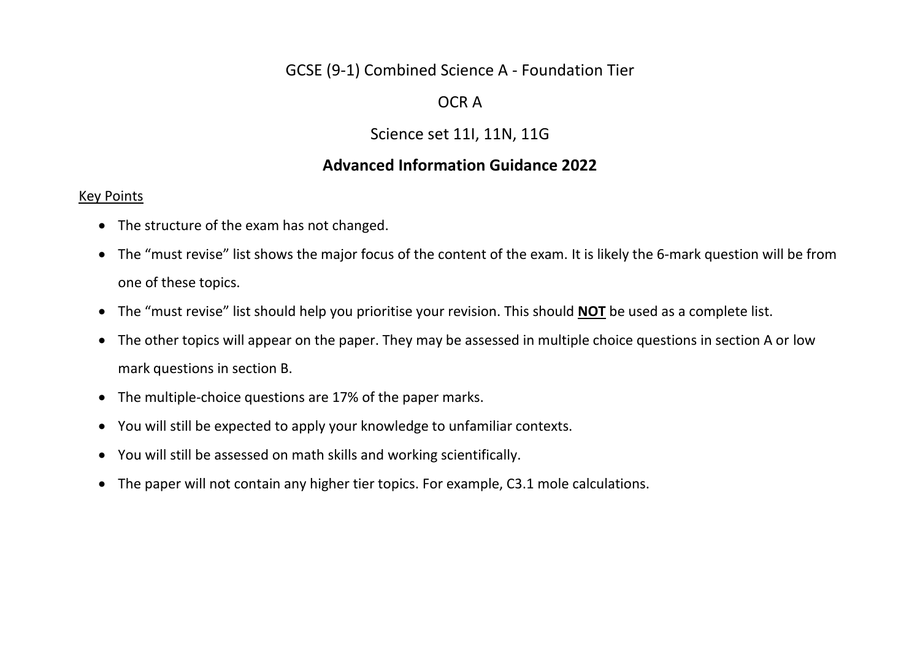# GCSE (9-1) Combined Science A - Foundation Tier

## OCR A

## Science set 11I, 11N, 11G

## **Advanced Information Guidance 2022**

Key Points

- The structure of the exam has not changed.
- The "must revise" list shows the major focus of the content of the exam. It is likely the 6-mark question will be from one of these topics.
- The "must revise" list should help you prioritise your revision. This should **NOT** be used as a complete list.
- The other topics will appear on the paper. They may be assessed in multiple choice questions in section A or low mark questions in section B.
- The multiple-choice questions are 17% of the paper marks.
- You will still be expected to apply your knowledge to unfamiliar contexts.
- You will still be assessed on math skills and working scientifically.
- The paper will not contain any higher tier topics. For example, C3.1 mole calculations.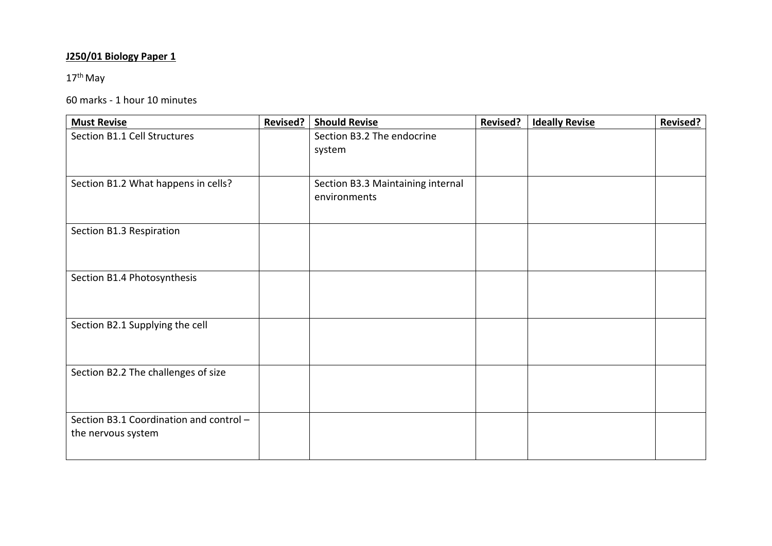**J250/01 Biology Paper 1**

17th May

60 marks - 1 hour 10 minutes

| **Must Revise** | **Revised?** | **Should Revise** | **Revised?** | **Ideally Revise** | **Revised?** |
|---|---|---|---|---|---|
| Section B1.1 Cell Structures | | Section B3.2 The endocrine system | | | |
| Section B1.2 What happens in cells? | | Section B3.3 Maintaining internal environments | | | |
| Section B1.3 Respiration | | | | | |
| Section B1.4 Photosynthesis | | | | | |
| Section B2.1 Supplying the cell | | | | | |
| Section B2.2 The challenges of size | | | | | |
| Section B3.1 Coordination and control – the nervous system | | | | | |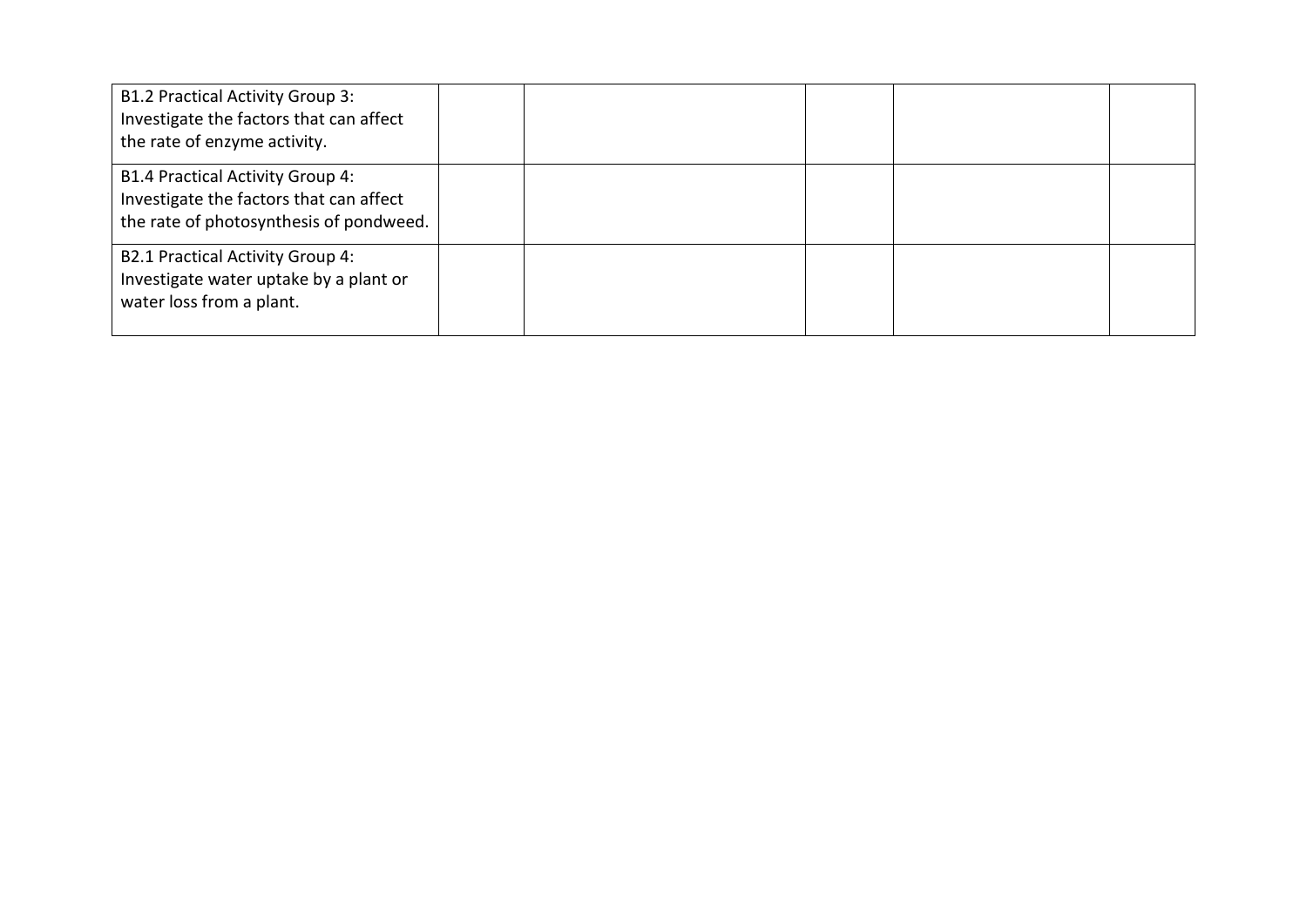| | | | | | |
|---|---|---|---|---|---|
| B1.2 Practical Activity Group 3: Investigate the factors that can affect the rate of enzyme activity. | | | | | |
| B1.4 Practical Activity Group 4: Investigate the factors that can affect the rate of photosynthesis of pondweed. | | | | | |
| B2.1 Practical Activity Group 4: Investigate water uptake by a plant or water loss from a plant. | | | | | |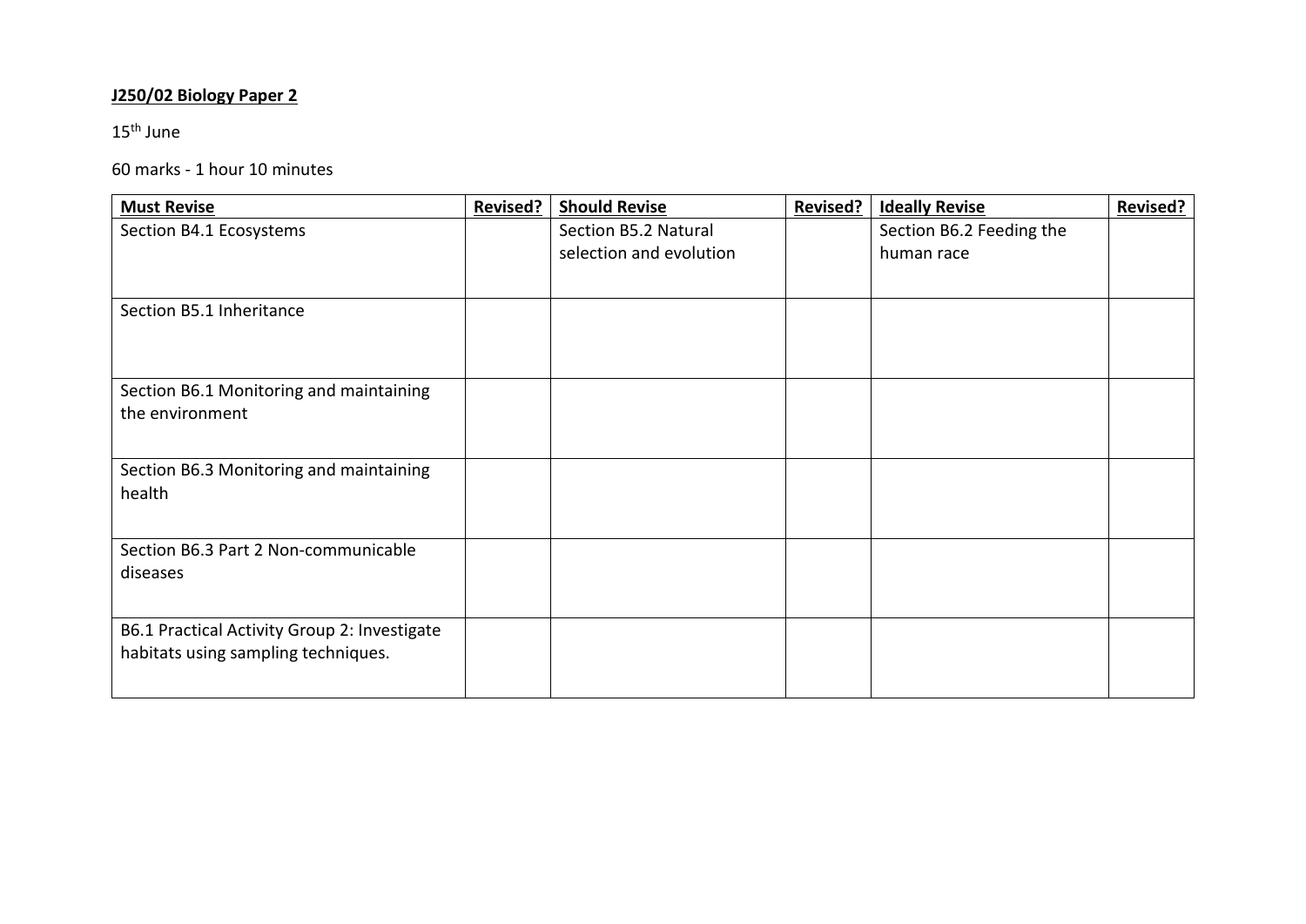**J250/02 Biology Paper 2**

15th June

60 marks - 1 hour 10 minutes

| **Must Revise** | **Revised?** | **Should Revise** | **Revised?** | **Ideally Revise** | **Revised?** |
|---|---|---|---|---|---|
| Section B4.1 Ecosystems | | Section B5.2 Natural selection and evolution | | Section B6.2 Feeding the human race | |
| Section B5.1 Inheritance | | | | | |
| Section B6.1 Monitoring and maintaining the environment | | | | | |
| Section B6.3 Monitoring and maintaining health | | | | | |
| Section B6.3 Part 2 Non-communicable diseases | | | | | |
| B6.1 Practical Activity Group 2: Investigate habitats using sampling techniques. | | | | | |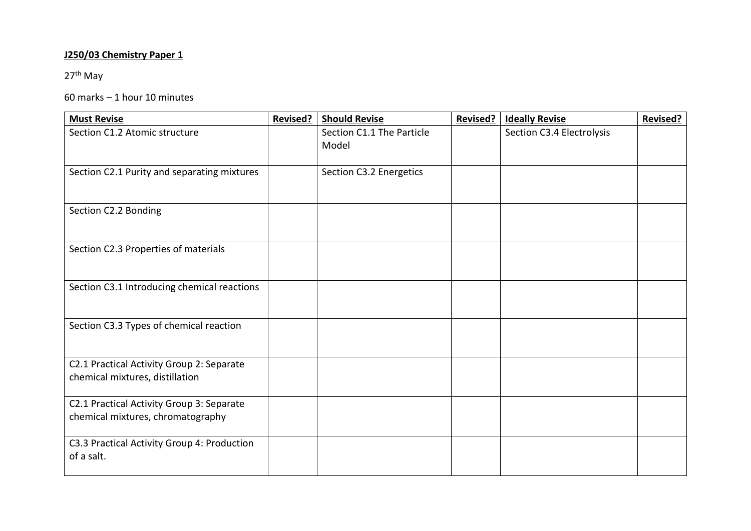**J250/03 Chemistry Paper 1**

$27^{th}$ May

60 marks – 1 hour 10 minutes

| **Must Revise** | **Revised?** | **Should Revise** | **Revised?** | **Ideally Revise** | **Revised?** |
|---|---|---|---|---|---|
| Section C1.2 Atomic structure | | Section C1.1 The Particle Model | | Section C3.4 Electrolysis | |
| Section C2.1 Purity and separating mixtures | | Section C3.2 Energetics | | | |
| Section C2.2 Bonding | | | | | |
| Section C2.3 Properties of materials | | | | | |
| Section C3.1 Introducing chemical reactions | | | | | |
| Section C3.3 Types of chemical reaction | | | | | |
| C2.1 Practical Activity Group 2: Separate chemical mixtures, distillation | | | | | |
| C2.1 Practical Activity Group 3: Separate chemical mixtures, chromatography | | | | | |
| C3.3 Practical Activity Group 4: Production of a salt. | | | | | |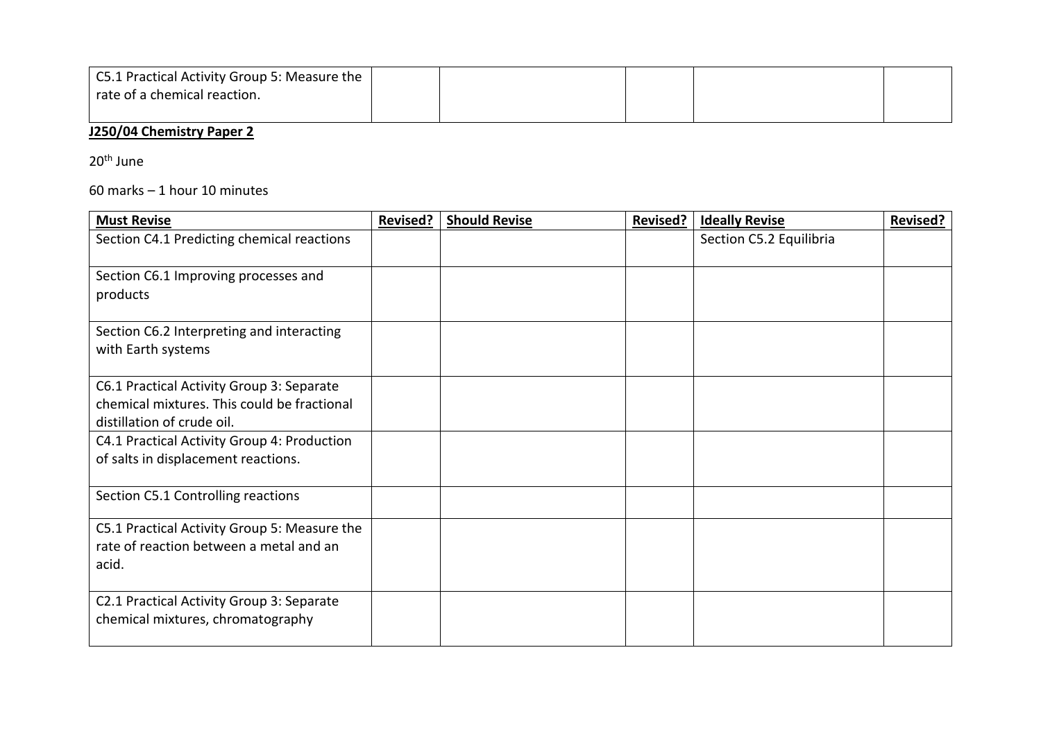| C5.1 Practical Activity Group 5: Measure the rate of a chemical reaction. | | | | | |
|---|---|---|---|---|---|

**J250/04 Chemistry Paper 2**

20th June

60 marks – 1 hour 10 minutes

| **Must Revise** | **Revised?** | **Should Revise** | **Revised?** | **Ideally Revise** | **Revised?** |
|---|---|---|---|---|---|
| Section C4.1 Predicting chemical reactions | | | | Section C5.2 Equilibria | |
| Section C6.1 Improving processes and products | | | | | |
| Section C6.2 Interpreting and interacting with Earth systems | | | | | |
| C6.1 Practical Activity Group 3: Separate chemical mixtures. This could be fractional distillation of crude oil. | | | | | |
| C4.1 Practical Activity Group 4: Production of salts in displacement reactions. | | | | | |
| Section C5.1 Controlling reactions | | | | | |
| C5.1 Practical Activity Group 5: Measure the rate of reaction between a metal and an acid. | | | | | |
| C2.1 Practical Activity Group 3: Separate chemical mixtures, chromatography | | | | | |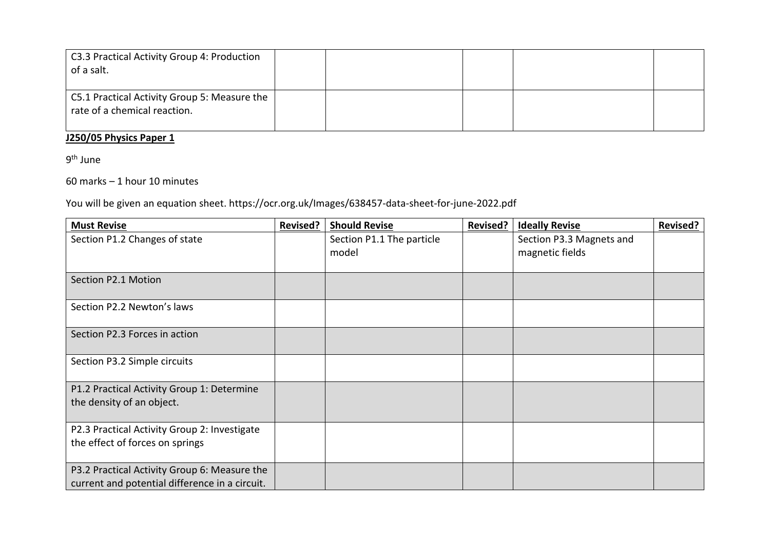| C3.3 Practical Activity Group 4: Production of a salt. | | | | | |
|---|---|---|---|---|---|
| C5.1 Practical Activity Group 5: Measure the rate of a chemical reaction. | | | | | |

**J250/05 Physics Paper 1**

9th June

60 marks – 1 hour 10 minutes

You will be given an equation sheet. https://ocr.org.uk/Images/638457-data-sheet-for-june-2022.pdf

| **Must Revise** | **Revised?** | **Should Revise** | **Revised?** | **Ideally Revise** | **Revised?** |
|---|---|---|---|---|---|
| Section P1.2 Changes of state | | Section P1.1 The particle model | | Section P3.3 Magnets and magnetic fields | |
| Section P2.1 Motion | | | | | |
| Section P2.2 Newton's laws | | | | | |
| Section P2.3 Forces in action | | | | | |
| Section P3.2 Simple circuits | | | | | |
| P1.2 Practical Activity Group 1: Determine the density of an object. | | | | | |
| P2.3 Practical Activity Group 2: Investigate the effect of forces on springs | | | | | |
| P3.2 Practical Activity Group 6: Measure the current and potential difference in a circuit. | | | | | |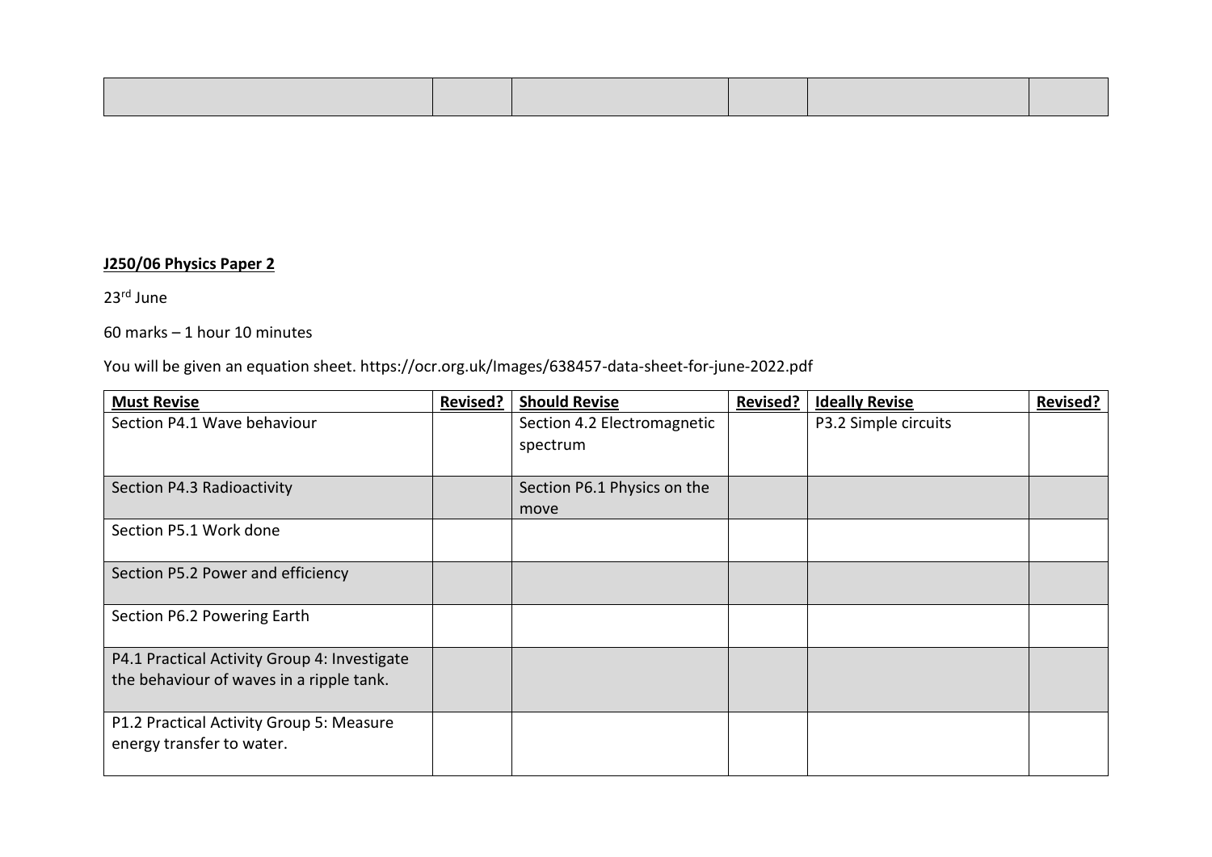| | | | | | |
|---|---|---|---|---|---|
| | | | | | |

**J250/06 Physics Paper 2**

23rd June

60 marks – 1 hour 10 minutes

You will be given an equation sheet. https://ocr.org.uk/Images/638457-data-sheet-for-june-2022.pdf

| **Must Revise** | **Revised?** | **Should Revise** | **Revised?** | **Ideally Revise** | **Revised?** |
|---|---|---|---|---|---|
| Section P4.1 Wave behaviour | | Section 4.2 Electromagnetic spectrum | | P3.2 Simple circuits | |
| Section P4.3 Radioactivity | | Section P6.1 Physics on the move | | | |
| Section P5.1 Work done | | | | | |
| Section P5.2 Power and efficiency | | | | | |
| Section P6.2 Powering Earth | | | | | |
| P4.1 Practical Activity Group 4: Investigate the behaviour of waves in a ripple tank. | | | | | |
| P1.2 Practical Activity Group 5: Measure energy transfer to water. | | | | | |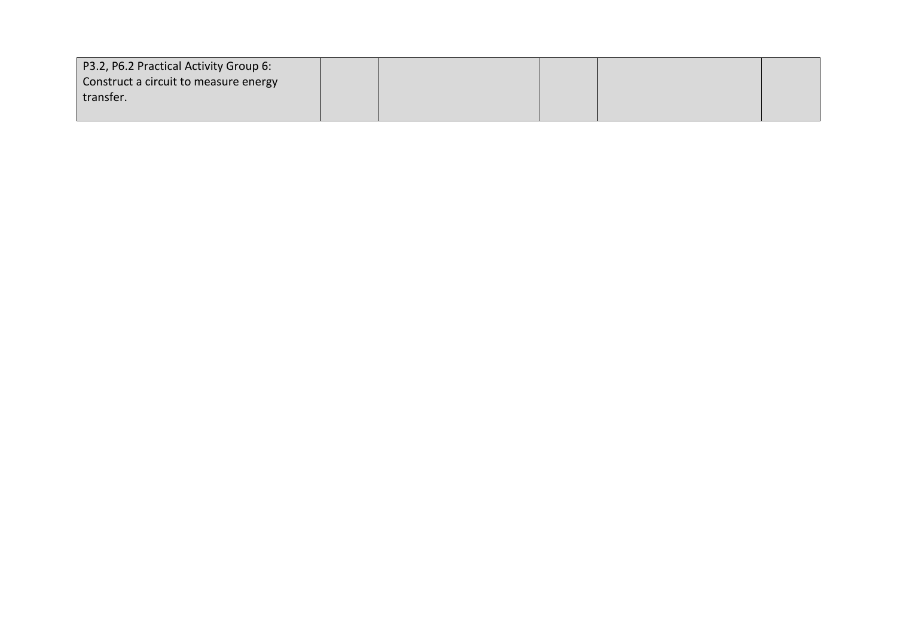| | | | | | |
|---|---|---|---|---|---|
| P3.2, P6.2 Practical Activity Group 6: Construct a circuit to measure energy transfer. | | | | | |